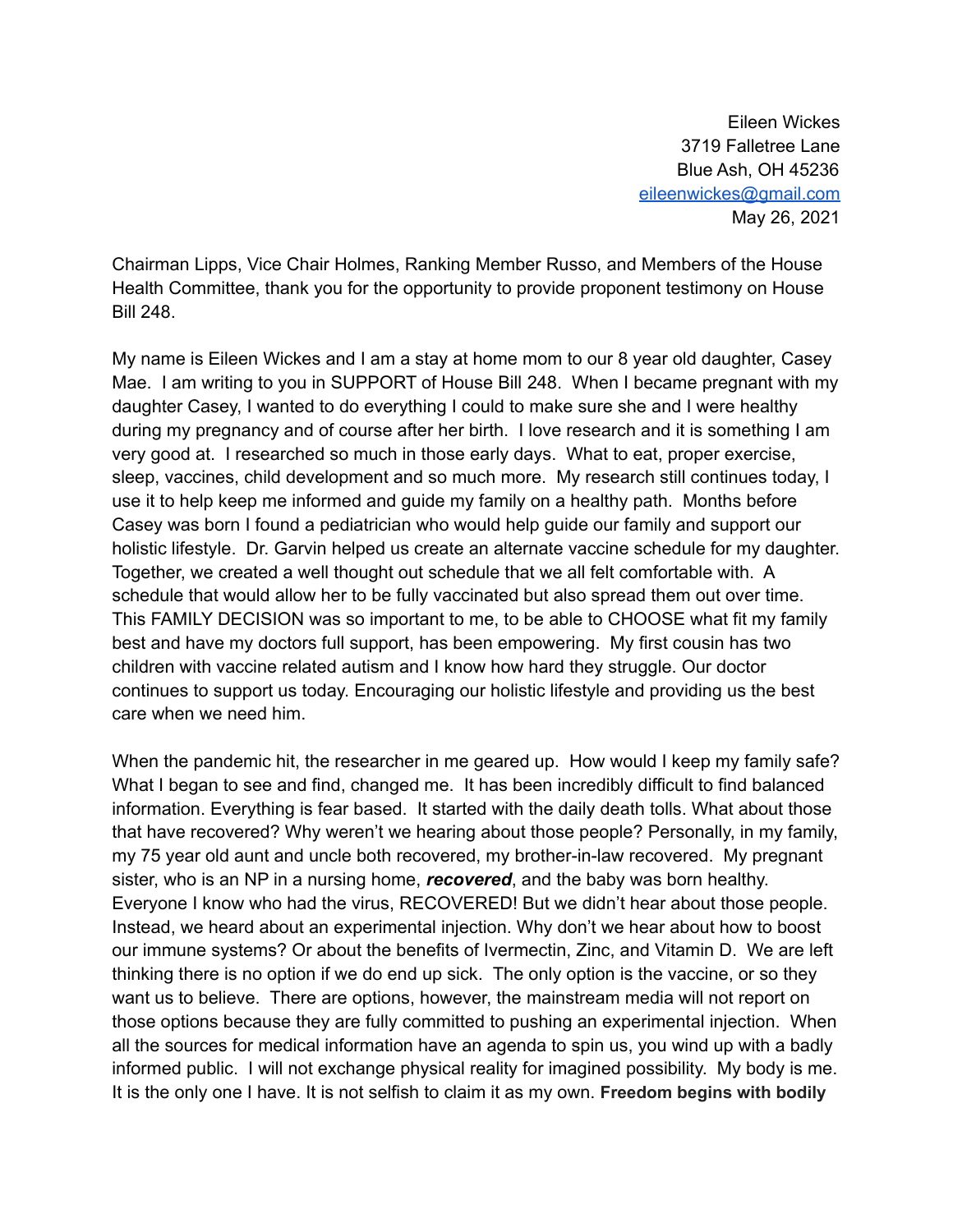Eileen Wickes
3719 Falletree Lane
Blue Ash, OH 45236
eileenwickes@gmail.com
May 26, 2021

Chairman Lipps, Vice Chair Holmes, Ranking Member Russo, and Members of the House Health Committee, thank you for the opportunity to provide proponent testimony on House Bill 248.

My name is Eileen Wickes and I am a stay at home mom to our 8 year old daughter, Casey Mae. I am writing to you in SUPPORT of House Bill 248. When I became pregnant with my daughter Casey, I wanted to do everything I could to make sure she and I were healthy during my pregnancy and of course after her birth. I love research and it is something I am very good at. I researched so much in those early days. What to eat, proper exercise, sleep, vaccines, child development and so much more. My research still continues today, I use it to help keep me informed and guide my family on a healthy path. Months before Casey was born I found a pediatrician who would help guide our family and support our holistic lifestyle. Dr. Garvin helped us create an alternate vaccine schedule for my daughter. Together, we created a well thought out schedule that we all felt comfortable with. A schedule that would allow her to be fully vaccinated but also spread them out over time. This FAMILY DECISION was so important to me, to be able to CHOOSE what fit my family best and have my doctors full support, has been empowering. My first cousin has two children with vaccine related autism and I know how hard they struggle. Our doctor continues to support us today. Encouraging our holistic lifestyle and providing us the best care when we need him.

When the pandemic hit, the researcher in me geared up. How would I keep my family safe? What I began to see and find, changed me. It has been incredibly difficult to find balanced information. Everything is fear based. It started with the daily death tolls. What about those that have recovered? Why weren't we hearing about those people? Personally, in my family, my 75 year old aunt and uncle both recovered, my brother-in-law recovered. My pregnant sister, who is an NP in a nursing home, ***recovered***, and the baby was born healthy. Everyone I know who had the virus, RECOVERED! But we didn't hear about those people. Instead, we heard about an experimental injection. Why don't we hear about how to boost our immune systems? Or about the benefits of Ivermectin, Zinc, and Vitamin D. We are left thinking there is no option if we do end up sick. The only option is the vaccine, or so they want us to believe. There are options, however, the mainstream media will not report on those options because they are fully committed to pushing an experimental injection. When all the sources for medical information have an agenda to spin us, you wind up with a badly informed public. I will not exchange physical reality for imagined possibility. My body is me. It is the only one I have. It is not selfish to claim it as my own. **Freedom begins with bodily**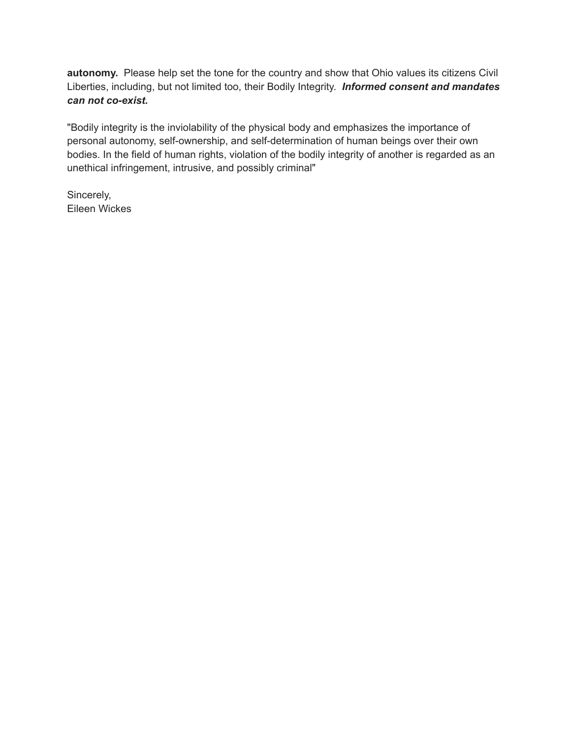**autonomy.** Please help set the tone for the country and show that Ohio values its citizens Civil Liberties, including, but not limited too, their Bodily Integrity. ***Informed consent and mandates can not co-exist.***

"Bodily integrity is the inviolability of the physical body and emphasizes the importance of personal autonomy, self-ownership, and self-determination of human beings over their own bodies. In the field of human rights, violation of the bodily integrity of another is regarded as an unethical infringement, intrusive, and possibly criminal"

Sincerely,
Eileen Wickes